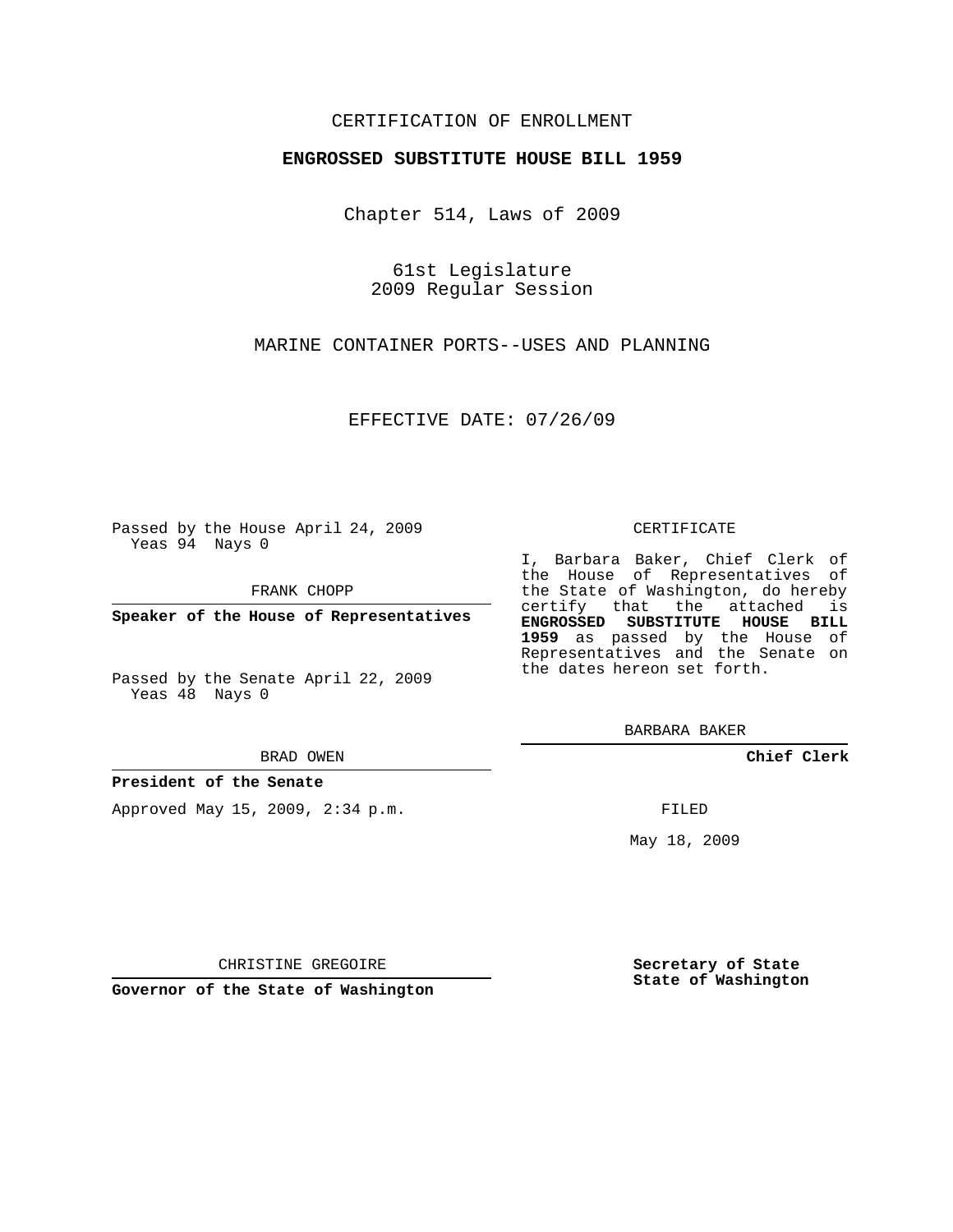CERTIFICATION OF ENROLLMENT

**ENGROSSED SUBSTITUTE HOUSE BILL 1959**

Chapter 514, Laws of 2009

61st Legislature
2009 Regular Session

MARINE CONTAINER PORTS--USES AND PLANNING

EFFECTIVE DATE: 07/26/09

Passed by the House April 24, 2009
Yeas 94 Nays 0

FRANK CHOPP

**Speaker of the House of Representatives**

Passed by the Senate April 22, 2009
Yeas 48 Nays 0

BRAD OWEN

**President of the Senate**

Approved May 15, 2009, 2:34 p.m.

CHRISTINE GREGOIRE

**Governor of the State of Washington**

CERTIFICATE

I, Barbara Baker, Chief Clerk of the House of Representatives of the State of Washington, do hereby certify that the attached is **ENGROSSED SUBSTITUTE HOUSE BILL 1959** as passed by the House of Representatives and the Senate on the dates hereon set forth.

BARBARA BAKER

**Chief Clerk**

FILED

May 18, 2009

**Secretary of State**
**State of Washington**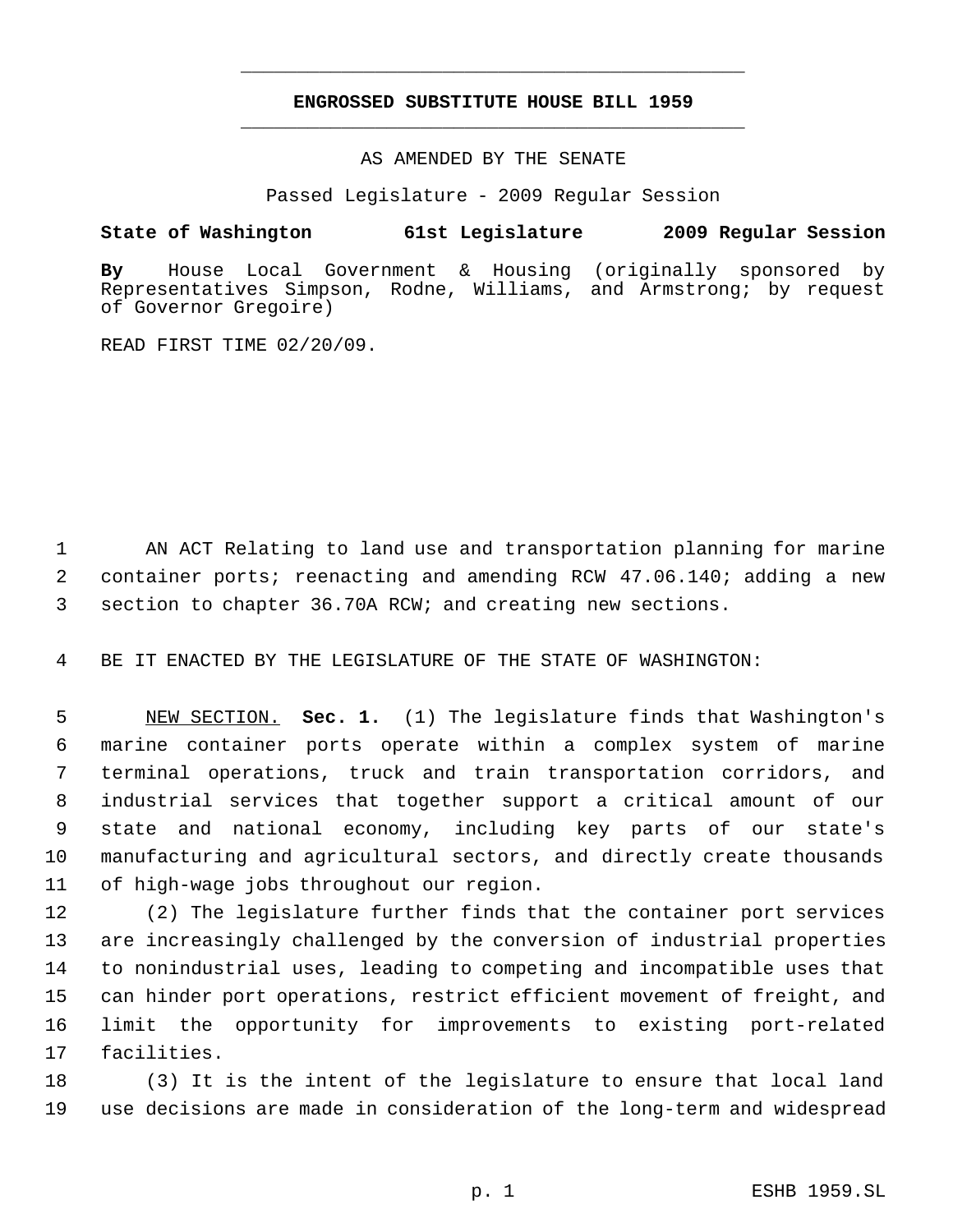**ENGROSSED SUBSTITUTE HOUSE BILL 1959**

AS AMENDED BY THE SENATE

Passed Legislature - 2009 Regular Session

**State of Washington 61st Legislature 2009 Regular Session**

**By** House Local Government & Housing (originally sponsored by Representatives Simpson, Rodne, Williams, and Armstrong; by request of Governor Gregoire)

READ FIRST TIME 02/20/09.

AN ACT Relating to land use and transportation planning for marine container ports; reenacting and amending RCW 47.06.140; adding a new section to chapter 36.70A RCW; and creating new sections.

BE IT ENACTED BY THE LEGISLATURE OF THE STATE OF WASHINGTON:

NEW SECTION. **Sec. 1.** (1) The legislature finds that Washington's marine container ports operate within a complex system of marine terminal operations, truck and train transportation corridors, and industrial services that together support a critical amount of our state and national economy, including key parts of our state's manufacturing and agricultural sectors, and directly create thousands of high-wage jobs throughout our region.

(2) The legislature further finds that the container port services are increasingly challenged by the conversion of industrial properties to nonindustrial uses, leading to competing and incompatible uses that can hinder port operations, restrict efficient movement of freight, and limit the opportunity for improvements to existing port-related facilities.

(3) It is the intent of the legislature to ensure that local land use decisions are made in consideration of the long-term and widespread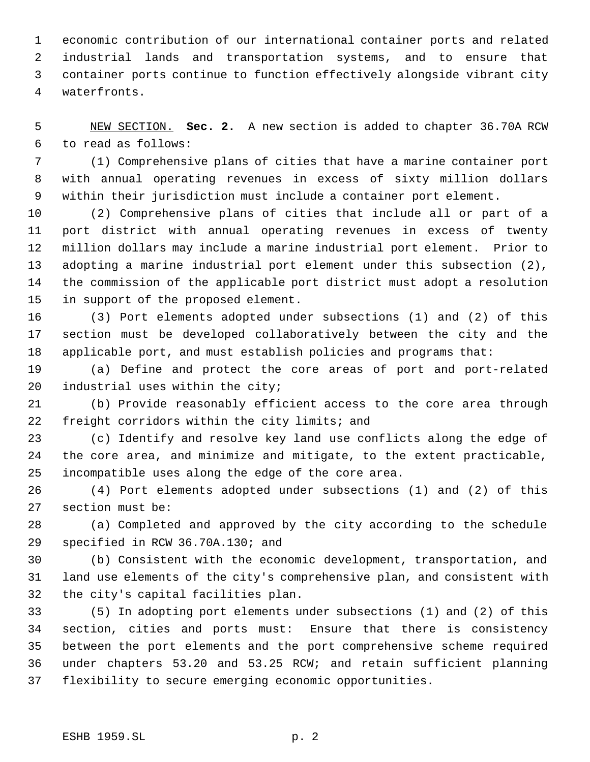economic contribution of our international container ports and related industrial lands and transportation systems, and to ensure that container ports continue to function effectively alongside vibrant city waterfronts.

NEW SECTION. **Sec. 2.** A new section is added to chapter 36.70A RCW to read as follows:

(1) Comprehensive plans of cities that have a marine container port with annual operating revenues in excess of sixty million dollars within their jurisdiction must include a container port element.

(2) Comprehensive plans of cities that include all or part of a port district with annual operating revenues in excess of twenty million dollars may include a marine industrial port element. Prior to adopting a marine industrial port element under this subsection (2), the commission of the applicable port district must adopt a resolution in support of the proposed element.

(3) Port elements adopted under subsections (1) and (2) of this section must be developed collaboratively between the city and the applicable port, and must establish policies and programs that:

(a) Define and protect the core areas of port and port-related industrial uses within the city;

(b) Provide reasonably efficient access to the core area through freight corridors within the city limits; and

(c) Identify and resolve key land use conflicts along the edge of the core area, and minimize and mitigate, to the extent practicable, incompatible uses along the edge of the core area.

(4) Port elements adopted under subsections (1) and (2) of this section must be:

(a) Completed and approved by the city according to the schedule specified in RCW 36.70A.130; and

(b) Consistent with the economic development, transportation, and land use elements of the city's comprehensive plan, and consistent with the city's capital facilities plan.

(5) In adopting port elements under subsections (1) and (2) of this section, cities and ports must: Ensure that there is consistency between the port elements and the port comprehensive scheme required under chapters 53.20 and 53.25 RCW; and retain sufficient planning flexibility to secure emerging economic opportunities.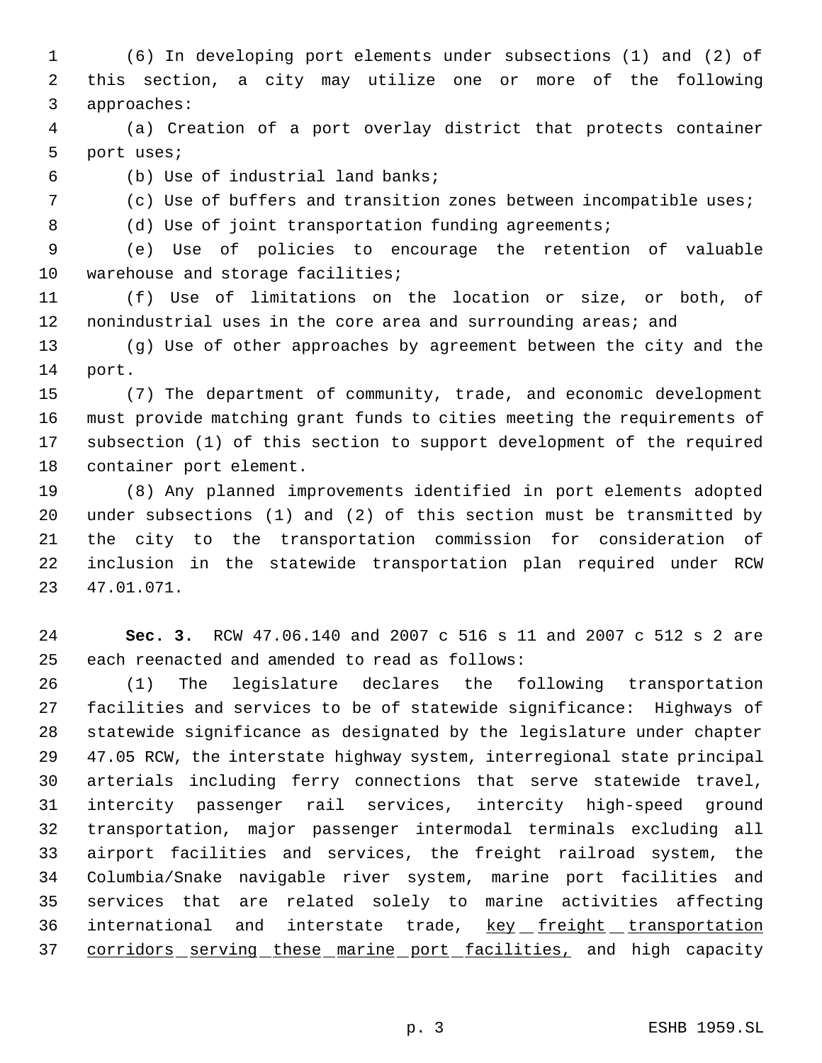(6) In developing port elements under subsections (1) and (2) of this section, a city may utilize one or more of the following approaches:

(a) Creation of a port overlay district that protects container port uses;

(b) Use of industrial land banks;

(c) Use of buffers and transition zones between incompatible uses;

(d) Use of joint transportation funding agreements;

(e) Use of policies to encourage the retention of valuable warehouse and storage facilities;

(f) Use of limitations on the location or size, or both, of nonindustrial uses in the core area and surrounding areas; and

(g) Use of other approaches by agreement between the city and the port.

(7) The department of community, trade, and economic development must provide matching grant funds to cities meeting the requirements of subsection (1) of this section to support development of the required container port element.

(8) Any planned improvements identified in port elements adopted under subsections (1) and (2) of this section must be transmitted by the city to the transportation commission for consideration of inclusion in the statewide transportation plan required under RCW 47.01.071.

**Sec. 3.** RCW 47.06.140 and 2007 c 516 s 11 and 2007 c 512 s 2 are each reenacted and amended to read as follows:

(1) The legislature declares the following transportation facilities and services to be of statewide significance: Highways of statewide significance as designated by the legislature under chapter 47.05 RCW, the interstate highway system, interregional state principal arterials including ferry connections that serve statewide travel, intercity passenger rail services, intercity high-speed ground transportation, major passenger intermodal terminals excluding all airport facilities and services, the freight railroad system, the Columbia/Snake navigable river system, marine port facilities and services that are related solely to marine activities affecting international and interstate trade, <u>key freight transportation corridors serving these marine port facilities,</u> and high capacity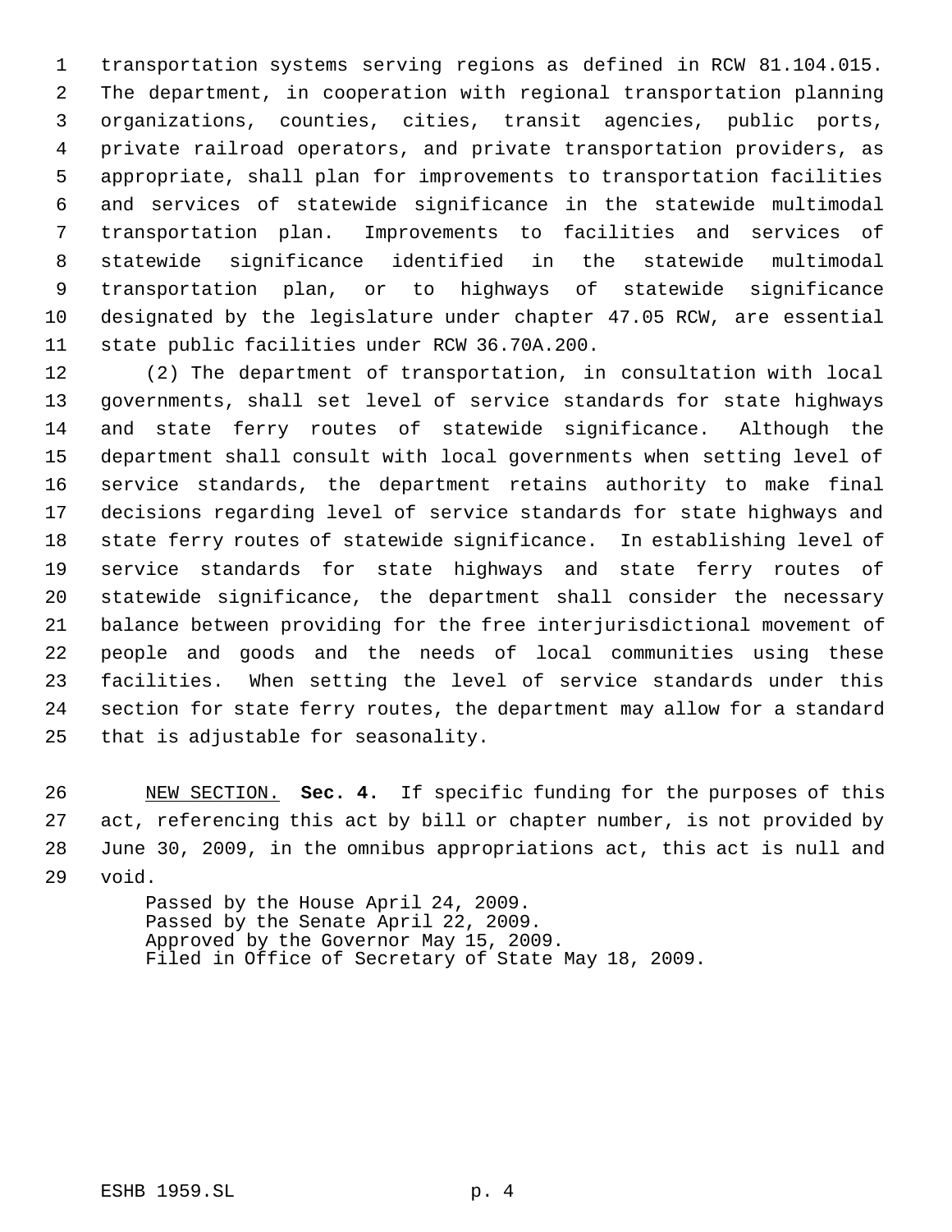transportation systems serving regions as defined in RCW 81.104.015. The department, in cooperation with regional transportation planning organizations, counties, cities, transit agencies, public ports, private railroad operators, and private transportation providers, as appropriate, shall plan for improvements to transportation facilities and services of statewide significance in the statewide multimodal transportation plan. Improvements to facilities and services of statewide significance identified in the statewide multimodal transportation plan, or to highways of statewide significance designated by the legislature under chapter 47.05 RCW, are essential state public facilities under RCW 36.70A.200.

(2) The department of transportation, in consultation with local governments, shall set level of service standards for state highways and state ferry routes of statewide significance. Although the department shall consult with local governments when setting level of service standards, the department retains authority to make final decisions regarding level of service standards for state highways and state ferry routes of statewide significance. In establishing level of service standards for state highways and state ferry routes of statewide significance, the department shall consider the necessary balance between providing for the free interjurisdictional movement of people and goods and the needs of local communities using these facilities. When setting the level of service standards under this section for state ferry routes, the department may allow for a standard that is adjustable for seasonality.

NEW SECTION. **Sec. 4.** If specific funding for the purposes of this act, referencing this act by bill or chapter number, is not provided by June 30, 2009, in the omnibus appropriations act, this act is null and void.

Passed by the House April 24, 2009.
Passed by the Senate April 22, 2009.
Approved by the Governor May 15, 2009.
Filed in Office of Secretary of State May 18, 2009.